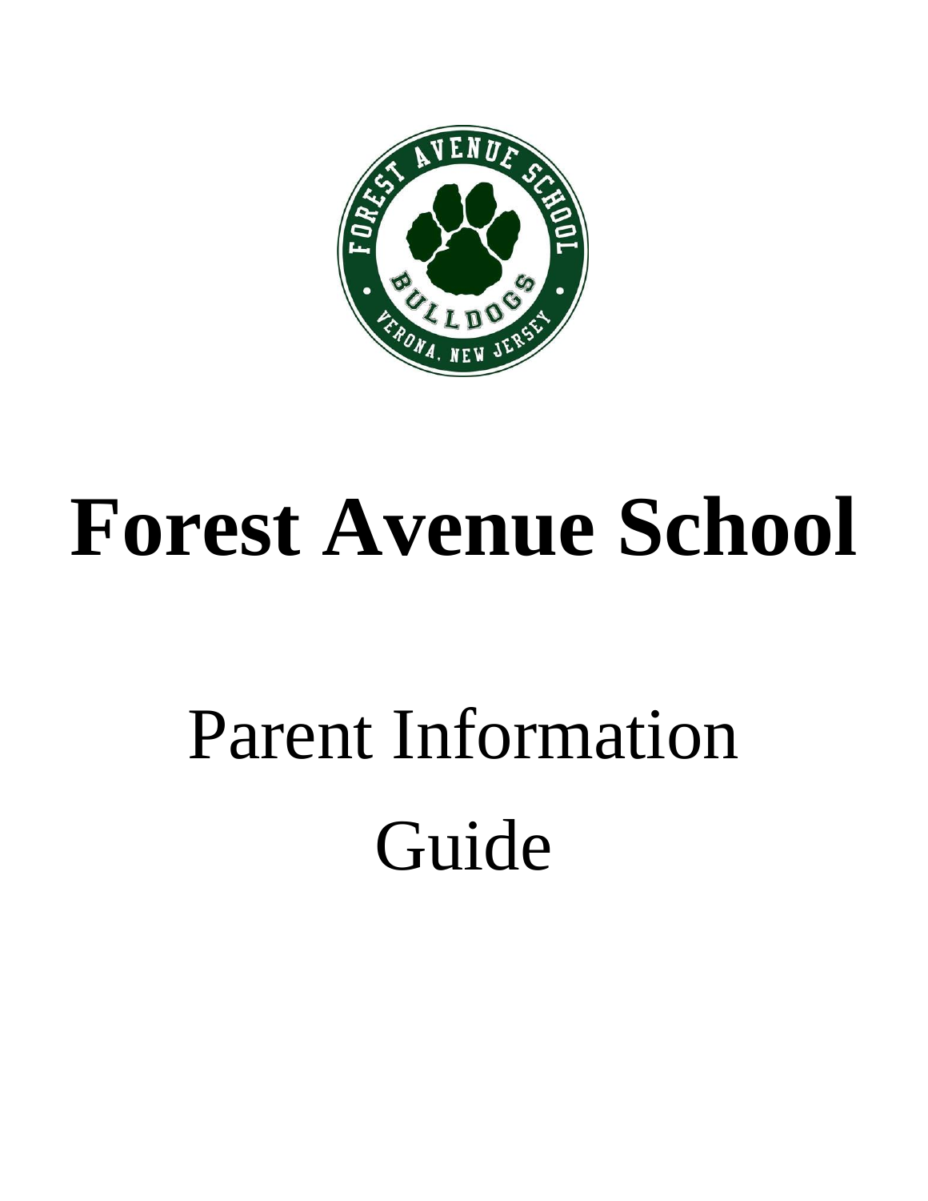# Forest Avenue School

## Parent Information Guide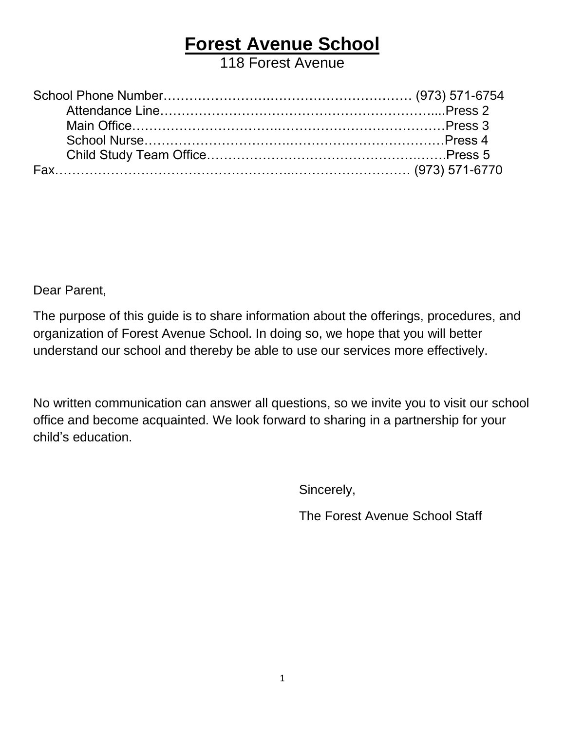# **Forest Avenue School**

118 Forest Avenue

School Phone Number………………………………………………… (973) 571-6754

- Attendance Line…………………………………………………….....Press 2
- Main Office…………………………………………………………Press 3
- School Nurse………………………………………………………Press 4
- Child Study Team Office………………………………………………Press 5

Fax……………………………………………………………………… (973) 571-6770

Dear Parent,

The purpose of this guide is to share information about the offerings, procedures, and organization of Forest Avenue School. In doing so, we hope that you will better understand our school and thereby be able to use our services more effectively.

No written communication can answer all questions, so we invite you to visit our school office and become acquainted. We look forward to sharing in a partnership for your child's education.

Sincerely,

The Forest Avenue School Staff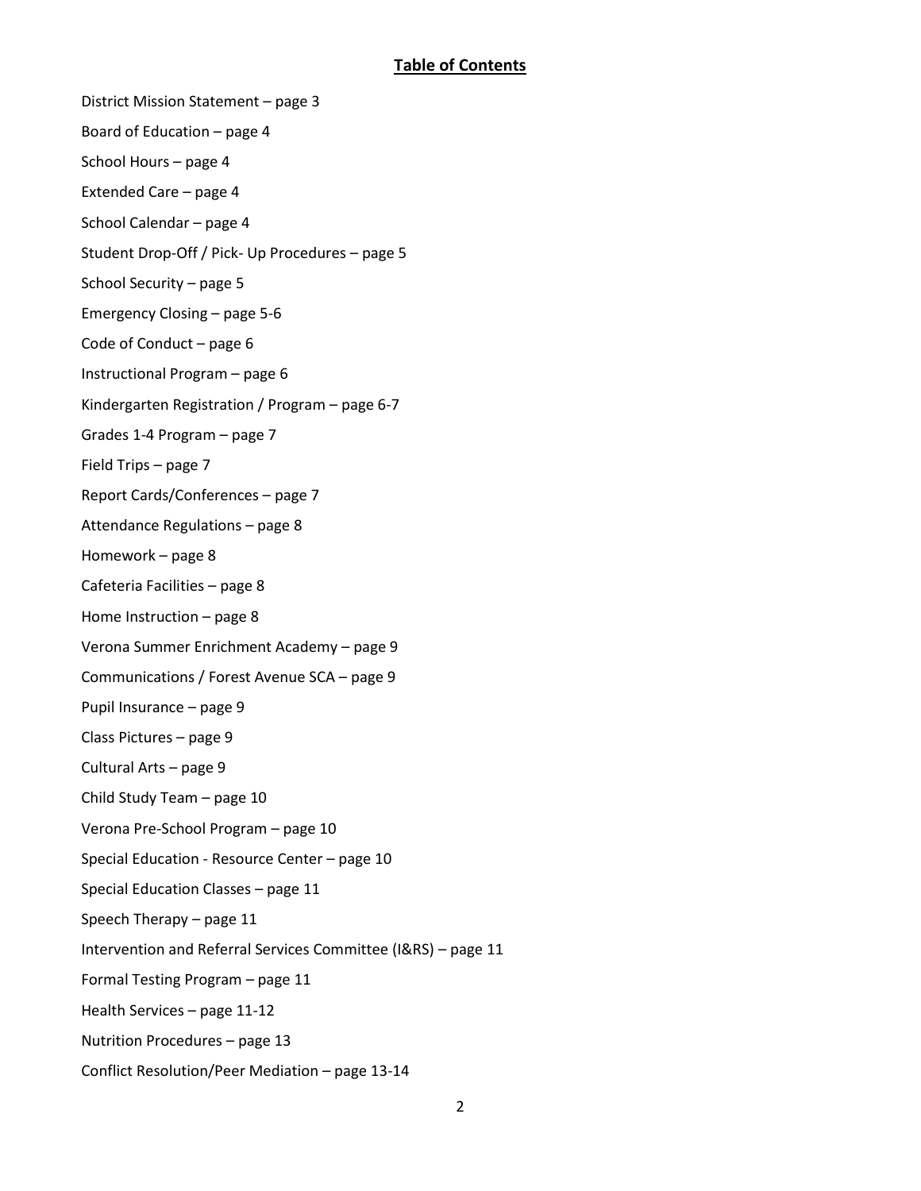## Table of Contents

District Mission Statement – page 3

Board of Education – page 4

School Hours – page 4

Extended Care – page 4

School Calendar – page 4

Student Drop-Off / Pick- Up Procedures – page 5

School Security – page 5

Emergency Closing – page 5-6

Code of Conduct – page 6

Instructional Program – page 6

Kindergarten Registration / Program – page 6-7

Grades 1-4 Program – page 7

Field Trips – page 7

Report Cards/Conferences – page 7

Attendance Regulations – page 8

Homework – page 8

Cafeteria Facilities – page 8

Home Instruction – page 8

Verona Summer Enrichment Academy – page 9

Communications / Forest Avenue SCA – page 9

Pupil Insurance – page 9

Class Pictures – page 9

Cultural Arts – page 9

Child Study Team – page 10

Verona Pre-School Program – page 10

Special Education - Resource Center – page 10

Special Education Classes – page 11

Speech Therapy – page 11

Intervention and Referral Services Committee (I&RS) – page 11

Formal Testing Program – page 11

Health Services – page 11-12

Nutrition Procedures – page 13

Conflict Resolution/Peer Mediation – page 13-14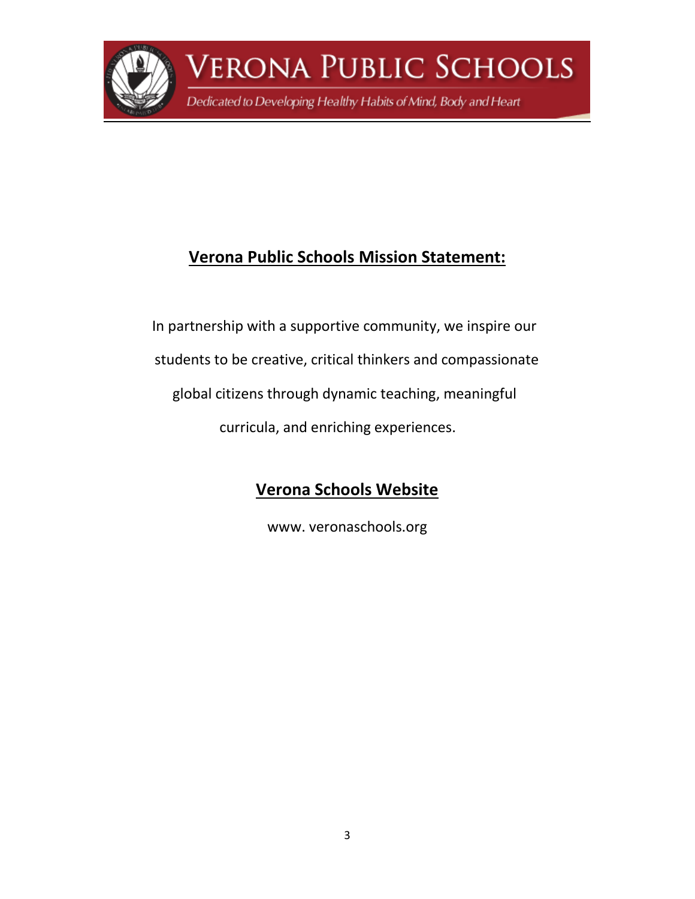# VERONA PUBLIC SCHOOLS

*Dedicated to Developing Healthy Habits of Mind, Body and Heart*

## Verona Public Schools Mission Statement:

In partnership with a supportive community, we inspire our students to be creative, critical thinkers and compassionate global citizens through dynamic teaching, meaningful curricula, and enriching experiences.

## Verona Schools Website

www. veronaschools.org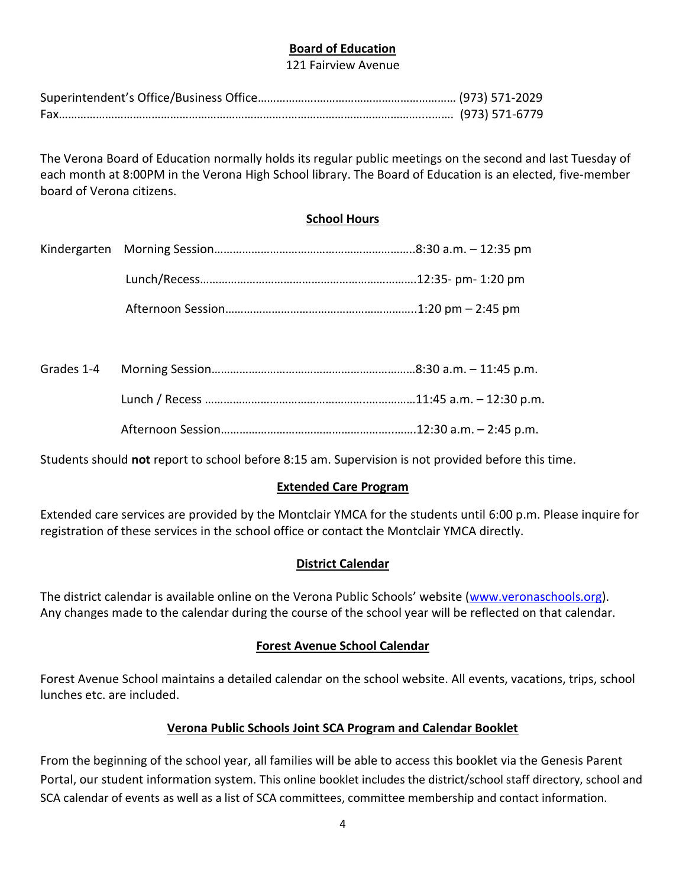## Board of Education

121 Fairview Avenue

Superintendent's Office/Business Office…………………………………………………… (973) 571-2029
Fax……………………………………………………………………………………………………… (973) 571-6779

The Verona Board of Education normally holds its regular public meetings on the second and last Tuesday of each month at 8:00PM in the Verona High School library. The Board of Education is an elected, five-member board of Verona citizens.

## School Hours

Kindergarten Morning Session……………………………………………………..8:30 a.m. – 12:35 pm

Lunch/Recess……………………………………………………………12:35- pm- 1:20 pm

Afternoon Session…………………………………………………..1:20 pm – 2:45 pm

Grades 1-4 Morning Session………………………………………………………8:30 a.m. – 11:45 p.m.

Lunch / Recess …………………………………………………………11:45 a.m. – 12:30 p.m.

Afternoon Session…………………………………………………….12:30 a.m. – 2:45 p.m.

Students should **not** report to school before 8:15 am. Supervision is not provided before this time.

## Extended Care Program

Extended care services are provided by the Montclair YMCA for the students until 6:00 p.m. Please inquire for registration of these services in the school office or contact the Montclair YMCA directly.

## District Calendar

The district calendar is available online on the Verona Public Schools' website (www.veronaschools.org). Any changes made to the calendar during the course of the school year will be reflected on that calendar.

## Forest Avenue School Calendar

Forest Avenue School maintains a detailed calendar on the school website. All events, vacations, trips, school lunches etc. are included.

## Verona Public Schools Joint SCA Program and Calendar Booklet

From the beginning of the school year, all families will be able to access this booklet via the Genesis Parent Portal, our student information system. This online booklet includes the district/school staff directory, school and SCA calendar of events as well as a list of SCA committees, committee membership and contact information.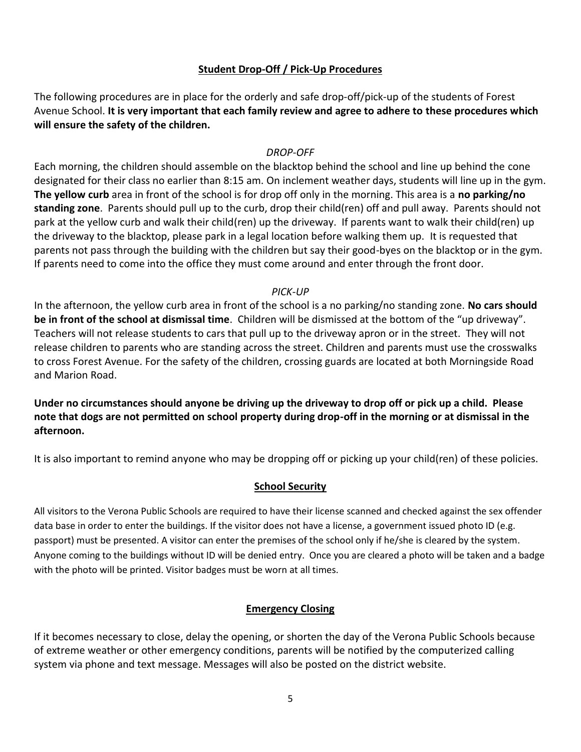## Student Drop-Off / Pick-Up Procedures

The following procedures are in place for the orderly and safe drop-off/pick-up of the students of Forest Avenue School. **It is very important that each family review and agree to adhere to these procedures which will ensure the safety of the children.**

### *DROP-OFF*

Each morning, the children should assemble on the blacktop behind the school and line up behind the cone designated for their class no earlier than 8:15 am. On inclement weather days, students will line up in the gym. **The yellow curb** area in front of the school is for drop off only in the morning. This area is a **no parking/no standing zone**. Parents should pull up to the curb, drop their child(ren) off and pull away. Parents should not park at the yellow curb and walk their child(ren) up the driveway. If parents want to walk their child(ren) up the driveway to the blacktop, please park in a legal location before walking them up. It is requested that parents not pass through the building with the children but say their good-byes on the blacktop or in the gym. If parents need to come into the office they must come around and enter through the front door.

### *PICK-UP*

In the afternoon, the yellow curb area in front of the school is a no parking/no standing zone. **No cars should be in front of the school at dismissal time**. Children will be dismissed at the bottom of the "up driveway". Teachers will not release students to cars that pull up to the driveway apron or in the street. They will not release children to parents who are standing across the street. Children and parents must use the crosswalks to cross Forest Avenue. For the safety of the children, crossing guards are located at both Morningside Road and Marion Road.

**Under no circumstances should anyone be driving up the driveway to drop off or pick up a child. Please note that dogs are not permitted on school property during drop-off in the morning or at dismissal in the afternoon.**

It is also important to remind anyone who may be dropping off or picking up your child(ren) of these policies.

## School Security

All visitors to the Verona Public Schools are required to have their license scanned and checked against the sex offender data base in order to enter the buildings. If the visitor does not have a license, a government issued photo ID (e.g. passport) must be presented. A visitor can enter the premises of the school only if he/she is cleared by the system. Anyone coming to the buildings without ID will be denied entry. Once you are cleared a photo will be taken and a badge with the photo will be printed. Visitor badges must be worn at all times.

## Emergency Closing

If it becomes necessary to close, delay the opening, or shorten the day of the Verona Public Schools because of extreme weather or other emergency conditions, parents will be notified by the computerized calling system via phone and text message. Messages will also be posted on the district website.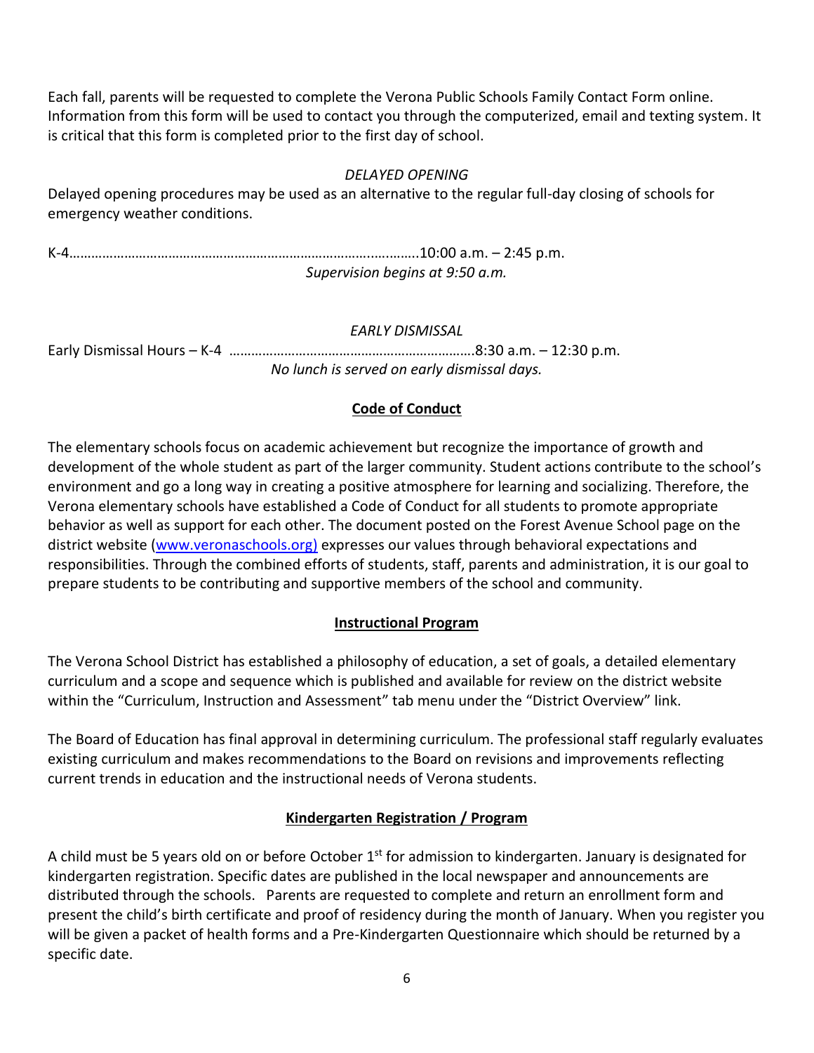Each fall, parents will be requested to complete the Verona Public Schools Family Contact Form online. Information from this form will be used to contact you through the computerized, email and texting system. It is critical that this form is completed prior to the first day of school.

*DELAYED OPENING*

Delayed opening procedures may be used as an alternative to the regular full-day closing of schools for emergency weather conditions.

K-4……………………………………………………………………………..……..10:00 a.m. – 2:45 p.m.

*Supervision begins at 9:50 a.m.*

*EARLY DISMISSAL*

Early Dismissal Hours – K-4 ………………………………………………………….8:30 a.m. – 12:30 p.m.

*No lunch is served on early dismissal days.*

## Code of Conduct

The elementary schools focus on academic achievement but recognize the importance of growth and development of the whole student as part of the larger community. Student actions contribute to the school's environment and go a long way in creating a positive atmosphere for learning and socializing. Therefore, the Verona elementary schools have established a Code of Conduct for all students to promote appropriate behavior as well as support for each other. The document posted on the Forest Avenue School page on the district website (www.veronaschools.org) expresses our values through behavioral expectations and responsibilities. Through the combined efforts of students, staff, parents and administration, it is our goal to prepare students to be contributing and supportive members of the school and community.

## Instructional Program

The Verona School District has established a philosophy of education, a set of goals, a detailed elementary curriculum and a scope and sequence which is published and available for review on the district website within the "Curriculum, Instruction and Assessment" tab menu under the "District Overview" link.

The Board of Education has final approval in determining curriculum. The professional staff regularly evaluates existing curriculum and makes recommendations to the Board on revisions and improvements reflecting current trends in education and the instructional needs of Verona students.

## Kindergarten Registration / Program

A child must be 5 years old on or before October 1st for admission to kindergarten. January is designated for kindergarten registration. Specific dates are published in the local newspaper and announcements are distributed through the schools. Parents are requested to complete and return an enrollment form and present the child's birth certificate and proof of residency during the month of January. When you register you will be given a packet of health forms and a Pre-Kindergarten Questionnaire which should be returned by a specific date.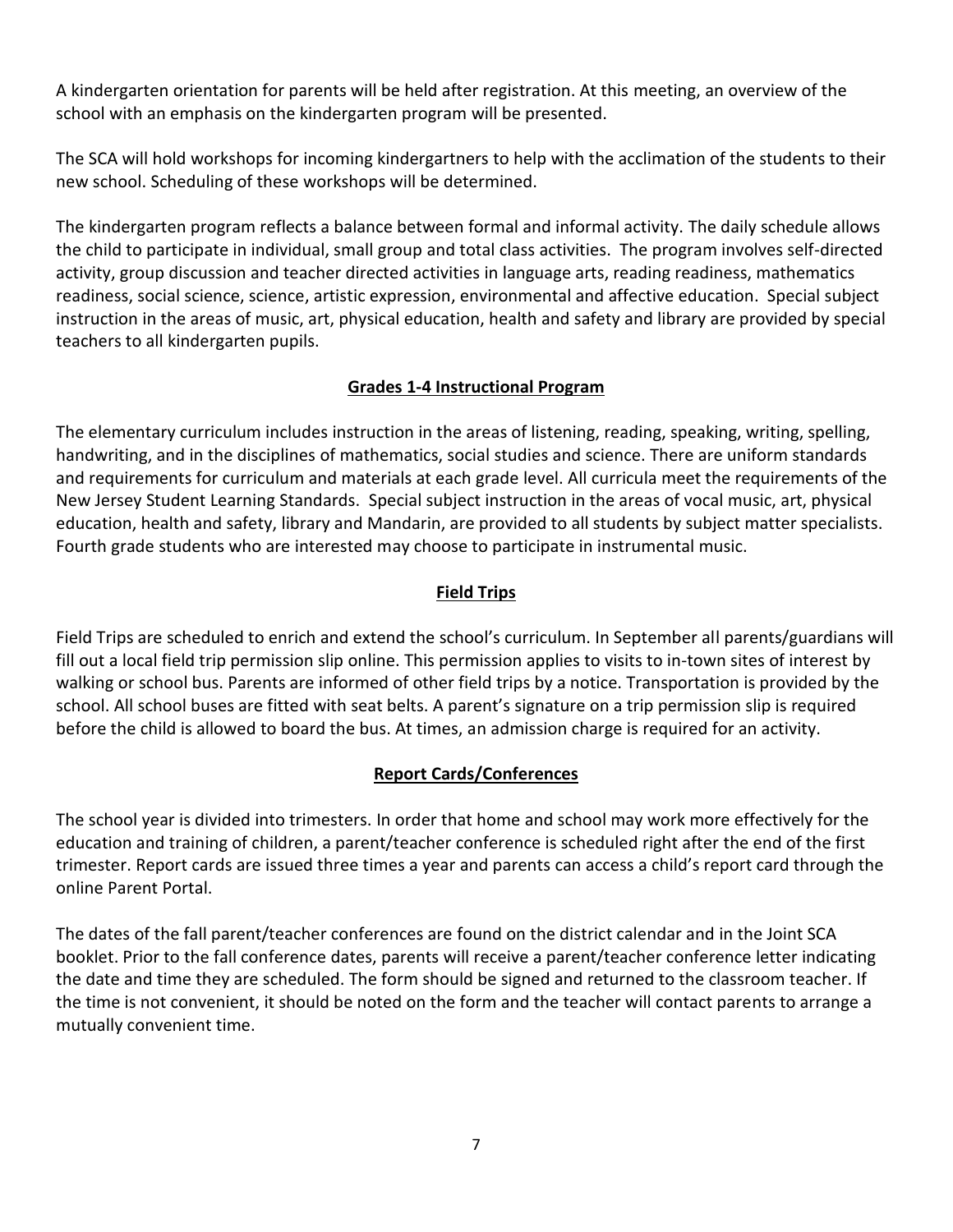A kindergarten orientation for parents will be held after registration. At this meeting, an overview of the school with an emphasis on the kindergarten program will be presented.

The SCA will hold workshops for incoming kindergartners to help with the acclimation of the students to their new school. Scheduling of these workshops will be determined.

The kindergarten program reflects a balance between formal and informal activity. The daily schedule allows the child to participate in individual, small group and total class activities. The program involves self-directed activity, group discussion and teacher directed activities in language arts, reading readiness, mathematics readiness, social science, science, artistic expression, environmental and affective education. Special subject instruction in the areas of music, art, physical education, health and safety and library are provided by special teachers to all kindergarten pupils.

## Grades 1-4 Instructional Program

The elementary curriculum includes instruction in the areas of listening, reading, speaking, writing, spelling, handwriting, and in the disciplines of mathematics, social studies and science. There are uniform standards and requirements for curriculum and materials at each grade level. All curricula meet the requirements of the New Jersey Student Learning Standards. Special subject instruction in the areas of vocal music, art, physical education, health and safety, library and Mandarin, are provided to all students by subject matter specialists. Fourth grade students who are interested may choose to participate in instrumental music.

## Field Trips

Field Trips are scheduled to enrich and extend the school's curriculum. In September all parents/guardians will fill out a local field trip permission slip online. This permission applies to visits to in-town sites of interest by walking or school bus. Parents are informed of other field trips by a notice. Transportation is provided by the school. All school buses are fitted with seat belts. A parent's signature on a trip permission slip is required before the child is allowed to board the bus. At times, an admission charge is required for an activity.

## Report Cards/Conferences

The school year is divided into trimesters. In order that home and school may work more effectively for the education and training of children, a parent/teacher conference is scheduled right after the end of the first trimester. Report cards are issued three times a year and parents can access a child's report card through the online Parent Portal.

The dates of the fall parent/teacher conferences are found on the district calendar and in the Joint SCA booklet. Prior to the fall conference dates, parents will receive a parent/teacher conference letter indicating the date and time they are scheduled. The form should be signed and returned to the classroom teacher. If the time is not convenient, it should be noted on the form and the teacher will contact parents to arrange a mutually convenient time.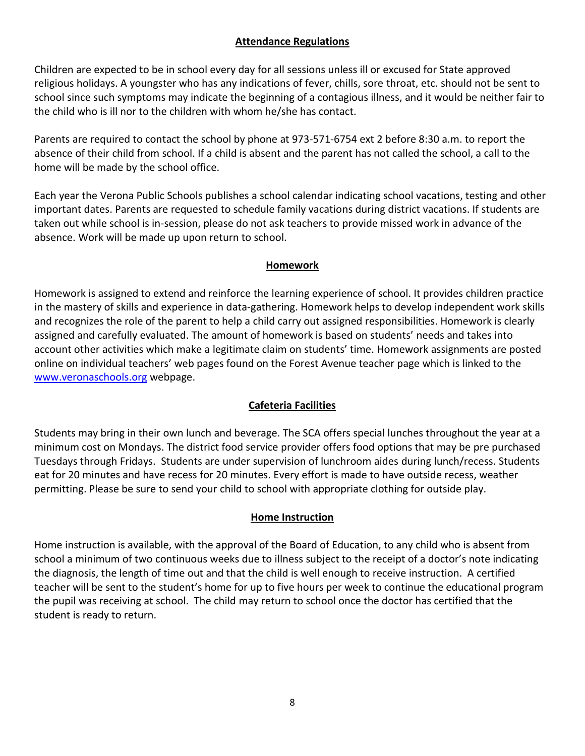## Attendance Regulations

Children are expected to be in school every day for all sessions unless ill or excused for State approved religious holidays. A youngster who has any indications of fever, chills, sore throat, etc. should not be sent to school since such symptoms may indicate the beginning of a contagious illness, and it would be neither fair to the child who is ill nor to the children with whom he/she has contact.

Parents are required to contact the school by phone at 973-571-6754 ext 2 before 8:30 a.m. to report the absence of their child from school. If a child is absent and the parent has not called the school, a call to the home will be made by the school office.

Each year the Verona Public Schools publishes a school calendar indicating school vacations, testing and other important dates. Parents are requested to schedule family vacations during district vacations. If students are taken out while school is in-session, please do not ask teachers to provide missed work in advance of the absence. Work will be made up upon return to school.

## Homework

Homework is assigned to extend and reinforce the learning experience of school. It provides children practice in the mastery of skills and experience in data-gathering. Homework helps to develop independent work skills and recognizes the role of the parent to help a child carry out assigned responsibilities. Homework is clearly assigned and carefully evaluated. The amount of homework is based on students' needs and takes into account other activities which make a legitimate claim on students' time. Homework assignments are posted online on individual teachers' web pages found on the Forest Avenue teacher page which is linked to the [www.veronaschools.org](http://www.veronaschools.org) webpage.

## Cafeteria Facilities

Students may bring in their own lunch and beverage. The SCA offers special lunches throughout the year at a minimum cost on Mondays. The district food service provider offers food options that may be pre purchased Tuesdays through Fridays. Students are under supervision of lunchroom aides during lunch/recess. Students eat for 20 minutes and have recess for 20 minutes. Every effort is made to have outside recess, weather permitting. Please be sure to send your child to school with appropriate clothing for outside play.

## Home Instruction

Home instruction is available, with the approval of the Board of Education, to any child who is absent from school a minimum of two continuous weeks due to illness subject to the receipt of a doctor's note indicating the diagnosis, the length of time out and that the child is well enough to receive instruction. A certified teacher will be sent to the student's home for up to five hours per week to continue the educational program the pupil was receiving at school. The child may return to school once the doctor has certified that the student is ready to return.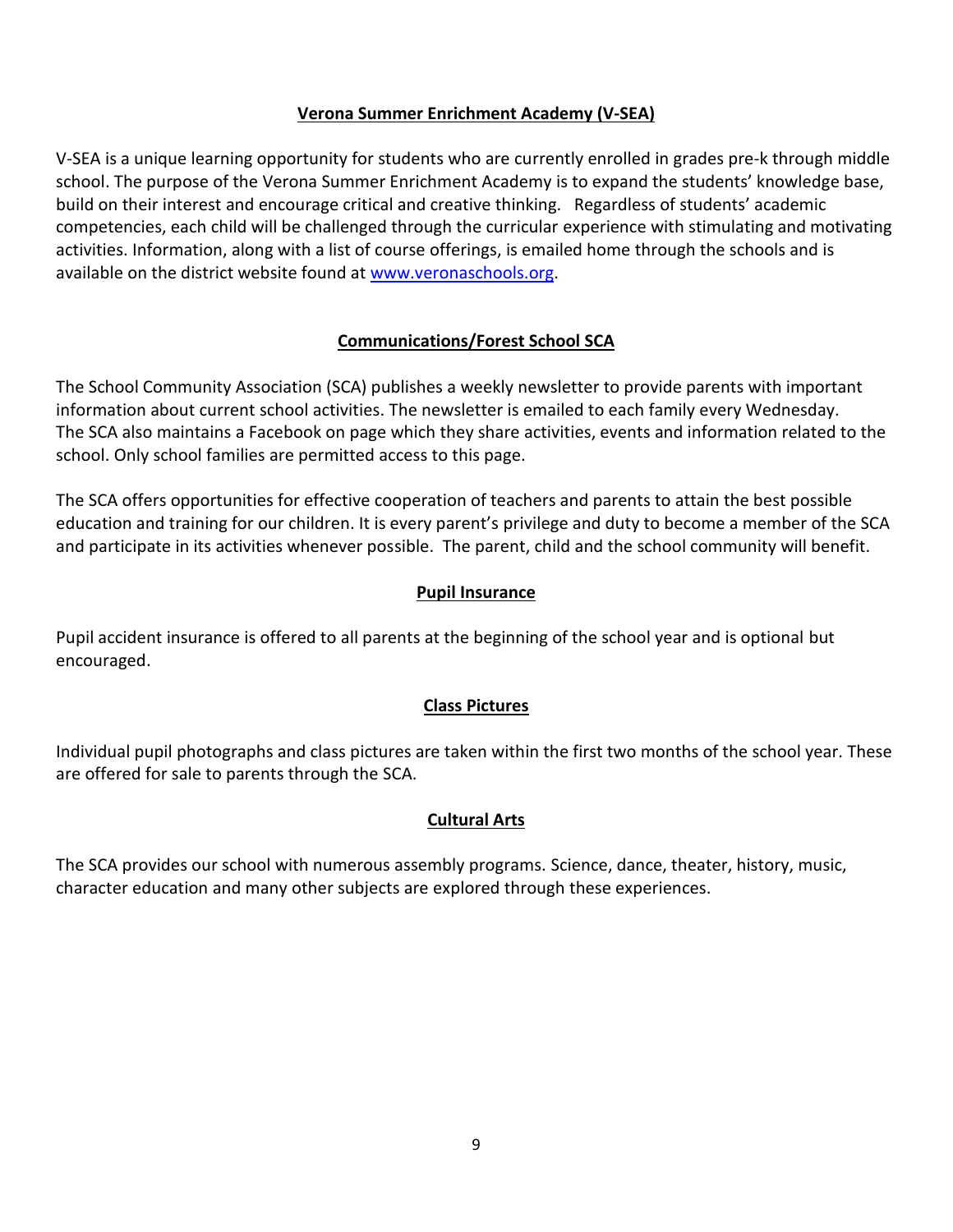## Verona Summer Enrichment Academy (V-SEA)

V-SEA is a unique learning opportunity for students who are currently enrolled in grades pre-k through middle school. The purpose of the Verona Summer Enrichment Academy is to expand the students' knowledge base, build on their interest and encourage critical and creative thinking. Regardless of students' academic competencies, each child will be challenged through the curricular experience with stimulating and motivating activities. Information, along with a list of course offerings, is emailed home through the schools and is available on the district website found at [www.veronaschools.org](http://www.veronaschools.org).

## Communications/Forest School SCA

The School Community Association (SCA) publishes a weekly newsletter to provide parents with important information about current school activities. The newsletter is emailed to each family every Wednesday. The SCA also maintains a Facebook on page which they share activities, events and information related to the school. Only school families are permitted access to this page.

The SCA offers opportunities for effective cooperation of teachers and parents to attain the best possible education and training for our children. It is every parent's privilege and duty to become a member of the SCA and participate in its activities whenever possible. The parent, child and the school community will benefit.

## Pupil Insurance

Pupil accident insurance is offered to all parents at the beginning of the school year and is optional but encouraged.

## Class Pictures

Individual pupil photographs and class pictures are taken within the first two months of the school year. These are offered for sale to parents through the SCA.

## Cultural Arts

The SCA provides our school with numerous assembly programs. Science, dance, theater, history, music, character education and many other subjects are explored through these experiences.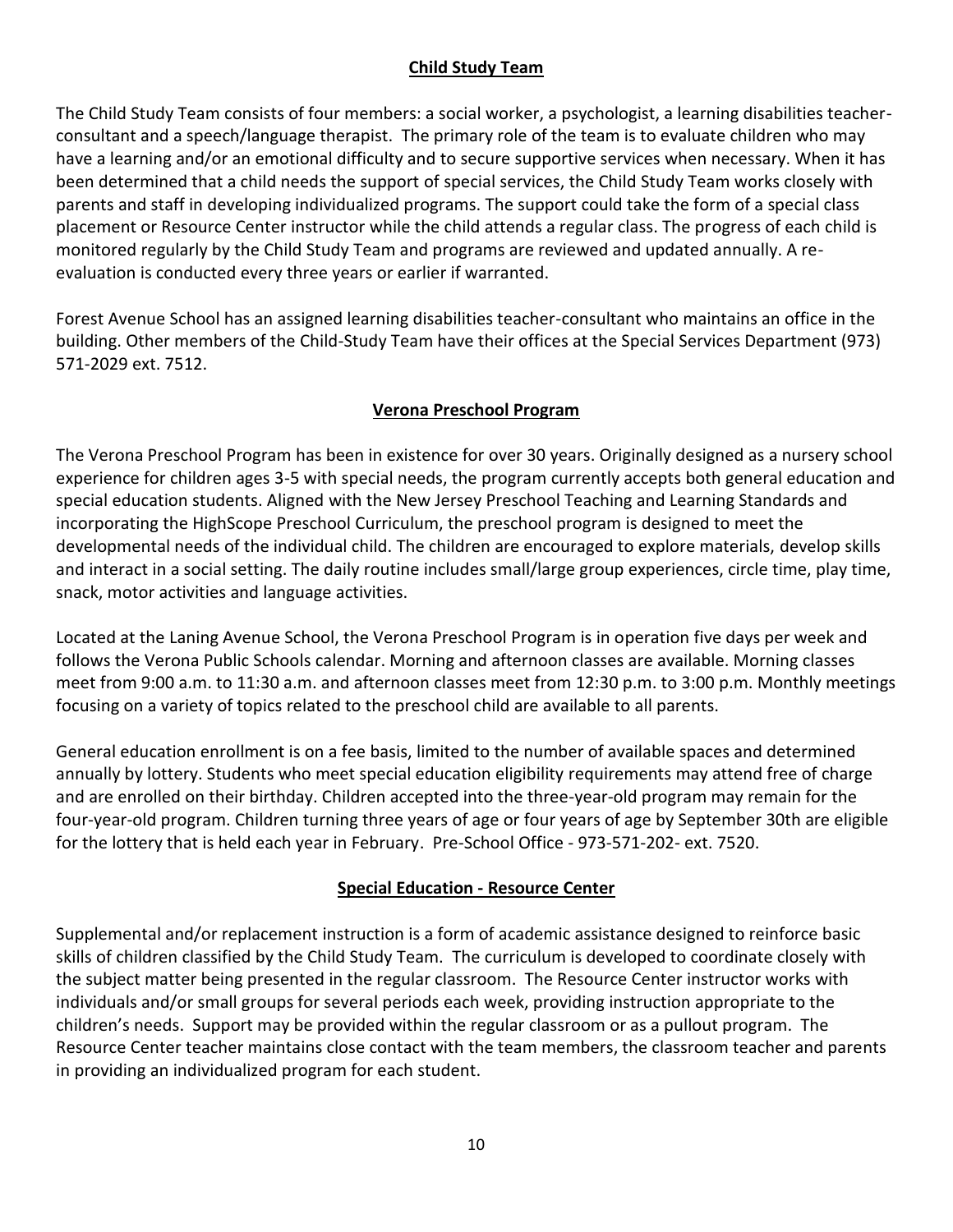## Child Study Team

The Child Study Team consists of four members: a social worker, a psychologist, a learning disabilities teacher-consultant and a speech/language therapist. The primary role of the team is to evaluate children who may have a learning and/or an emotional difficulty and to secure supportive services when necessary. When it has been determined that a child needs the support of special services, the Child Study Team works closely with parents and staff in developing individualized programs. The support could take the form of a special class placement or Resource Center instructor while the child attends a regular class. The progress of each child is monitored regularly by the Child Study Team and programs are reviewed and updated annually. A re-evaluation is conducted every three years or earlier if warranted.

Forest Avenue School has an assigned learning disabilities teacher-consultant who maintains an office in the building. Other members of the Child-Study Team have their offices at the Special Services Department (973) 571-2029 ext. 7512.

## Verona Preschool Program

The Verona Preschool Program has been in existence for over 30 years. Originally designed as a nursery school experience for children ages 3-5 with special needs, the program currently accepts both general education and special education students. Aligned with the New Jersey Preschool Teaching and Learning Standards and incorporating the HighScope Preschool Curriculum, the preschool program is designed to meet the developmental needs of the individual child. The children are encouraged to explore materials, develop skills and interact in a social setting. The daily routine includes small/large group experiences, circle time, play time, snack, motor activities and language activities.

Located at the Laning Avenue School, the Verona Preschool Program is in operation five days per week and follows the Verona Public Schools calendar. Morning and afternoon classes are available. Morning classes meet from 9:00 a.m. to 11:30 a.m. and afternoon classes meet from 12:30 p.m. to 3:00 p.m. Monthly meetings focusing on a variety of topics related to the preschool child are available to all parents.

General education enrollment is on a fee basis, limited to the number of available spaces and determined annually by lottery. Students who meet special education eligibility requirements may attend free of charge and are enrolled on their birthday. Children accepted into the three-year-old program may remain for the four-year-old program. Children turning three years of age or four years of age by September 30th are eligible for the lottery that is held each year in February. Pre-School Office - 973-571-202- ext. 7520.

## Special Education - Resource Center

Supplemental and/or replacement instruction is a form of academic assistance designed to reinforce basic skills of children classified by the Child Study Team. The curriculum is developed to coordinate closely with the subject matter being presented in the regular classroom. The Resource Center instructor works with individuals and/or small groups for several periods each week, providing instruction appropriate to the children's needs. Support may be provided within the regular classroom or as a pullout program. The Resource Center teacher maintains close contact with the team members, the classroom teacher and parents in providing an individualized program for each student.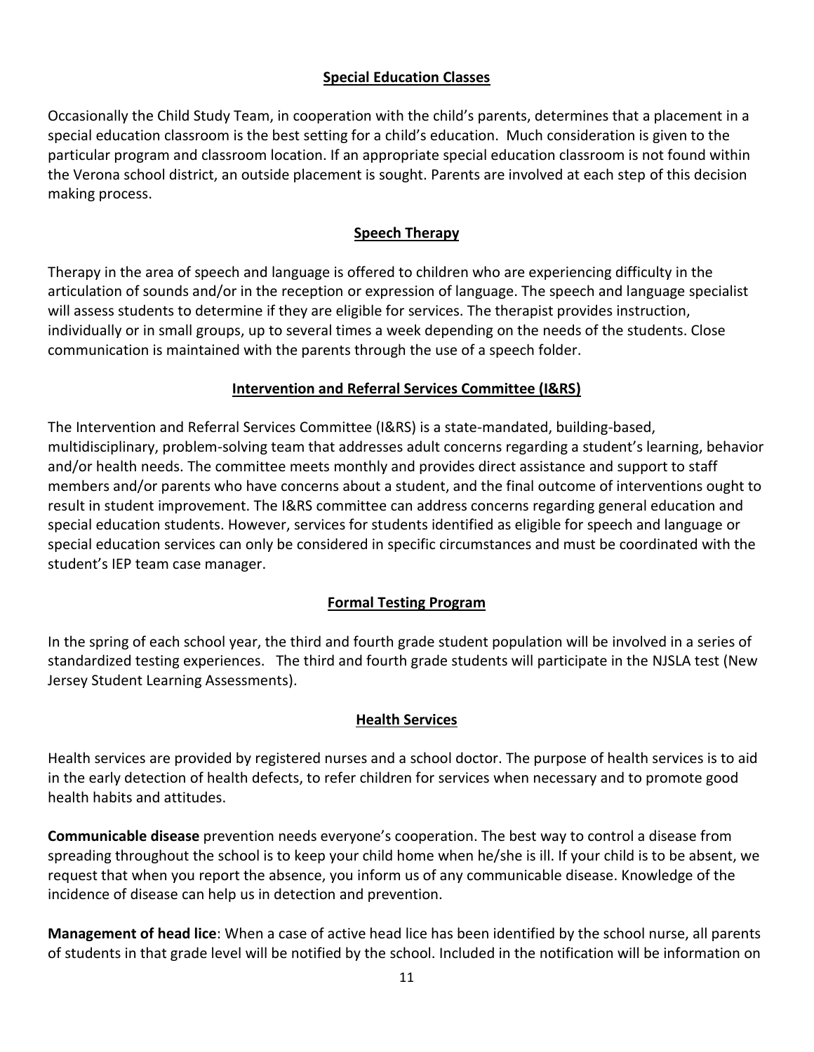## Special Education Classes

Occasionally the Child Study Team, in cooperation with the child's parents, determines that a placement in a special education classroom is the best setting for a child's education. Much consideration is given to the particular program and classroom location. If an appropriate special education classroom is not found within the Verona school district, an outside placement is sought. Parents are involved at each step of this decision making process.

## Speech Therapy

Therapy in the area of speech and language is offered to children who are experiencing difficulty in the articulation of sounds and/or in the reception or expression of language. The speech and language specialist will assess students to determine if they are eligible for services. The therapist provides instruction, individually or in small groups, up to several times a week depending on the needs of the students. Close communication is maintained with the parents through the use of a speech folder.

## Intervention and Referral Services Committee (I&RS)

The Intervention and Referral Services Committee (I&RS) is a state-mandated, building-based, multidisciplinary, problem-solving team that addresses adult concerns regarding a student's learning, behavior and/or health needs. The committee meets monthly and provides direct assistance and support to staff members and/or parents who have concerns about a student, and the final outcome of interventions ought to result in student improvement. The I&RS committee can address concerns regarding general education and special education students. However, services for students identified as eligible for speech and language or special education services can only be considered in specific circumstances and must be coordinated with the student's IEP team case manager.

## Formal Testing Program

In the spring of each school year, the third and fourth grade student population will be involved in a series of standardized testing experiences. The third and fourth grade students will participate in the NJSLA test (New Jersey Student Learning Assessments).

## Health Services

Health services are provided by registered nurses and a school doctor. The purpose of health services is to aid in the early detection of health defects, to refer children for services when necessary and to promote good health habits and attitudes.

**Communicable disease** prevention needs everyone's cooperation. The best way to control a disease from spreading throughout the school is to keep your child home when he/she is ill. If your child is to be absent, we request that when you report the absence, you inform us of any communicable disease. Knowledge of the incidence of disease can help us in detection and prevention.

**Management of head lice**: When a case of active head lice has been identified by the school nurse, all parents of students in that grade level will be notified by the school. Included in the notification will be information on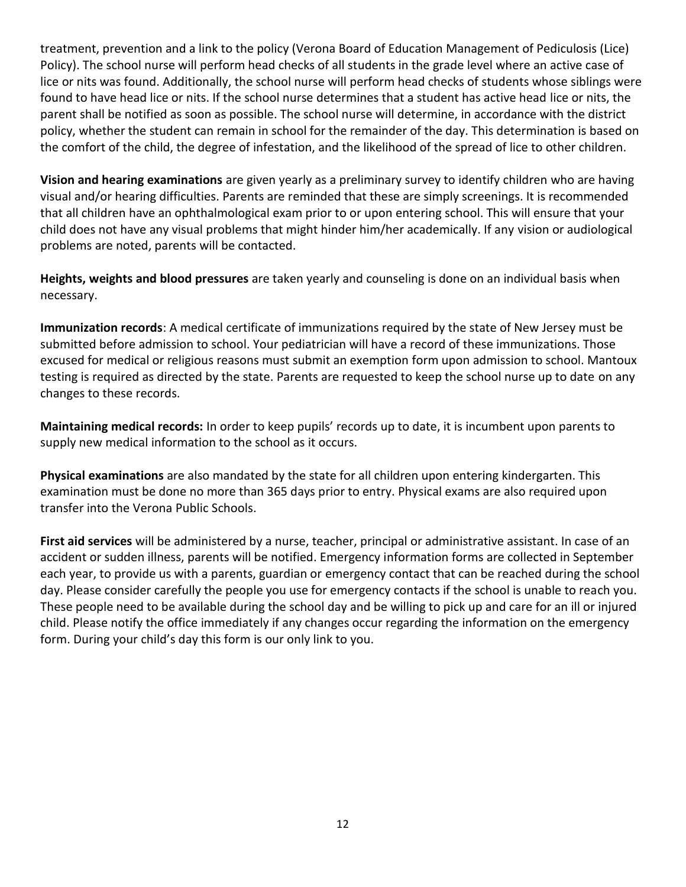treatment, prevention and a link to the policy (Verona Board of Education Management of Pediculosis (Lice) Policy). The school nurse will perform head checks of all students in the grade level where an active case of lice or nits was found. Additionally, the school nurse will perform head checks of students whose siblings were found to have head lice or nits. If the school nurse determines that a student has active head lice or nits, the parent shall be notified as soon as possible. The school nurse will determine, in accordance with the district policy, whether the student can remain in school for the remainder of the day. This determination is based on the comfort of the child, the degree of infestation, and the likelihood of the spread of lice to other children.

**Vision and hearing examinations** are given yearly as a preliminary survey to identify children who are having visual and/or hearing difficulties. Parents are reminded that these are simply screenings. It is recommended that all children have an ophthalmological exam prior to or upon entering school. This will ensure that your child does not have any visual problems that might hinder him/her academically. If any vision or audiological problems are noted, parents will be contacted.

**Heights, weights and blood pressures** are taken yearly and counseling is done on an individual basis when necessary.

**Immunization records**: A medical certificate of immunizations required by the state of New Jersey must be submitted before admission to school. Your pediatrician will have a record of these immunizations. Those excused for medical or religious reasons must submit an exemption form upon admission to school. Mantoux testing is required as directed by the state. Parents are requested to keep the school nurse up to date on any changes to these records.

**Maintaining medical records:** In order to keep pupils' records up to date, it is incumbent upon parents to supply new medical information to the school as it occurs.

**Physical examinations** are also mandated by the state for all children upon entering kindergarten. This examination must be done no more than 365 days prior to entry. Physical exams are also required upon transfer into the Verona Public Schools.

**First aid services** will be administered by a nurse, teacher, principal or administrative assistant. In case of an accident or sudden illness, parents will be notified. Emergency information forms are collected in September each year, to provide us with a parents, guardian or emergency contact that can be reached during the school day. Please consider carefully the people you use for emergency contacts if the school is unable to reach you. These people need to be available during the school day and be willing to pick up and care for an ill or injured child. Please notify the office immediately if any changes occur regarding the information on the emergency form. During your child's day this form is our only link to you.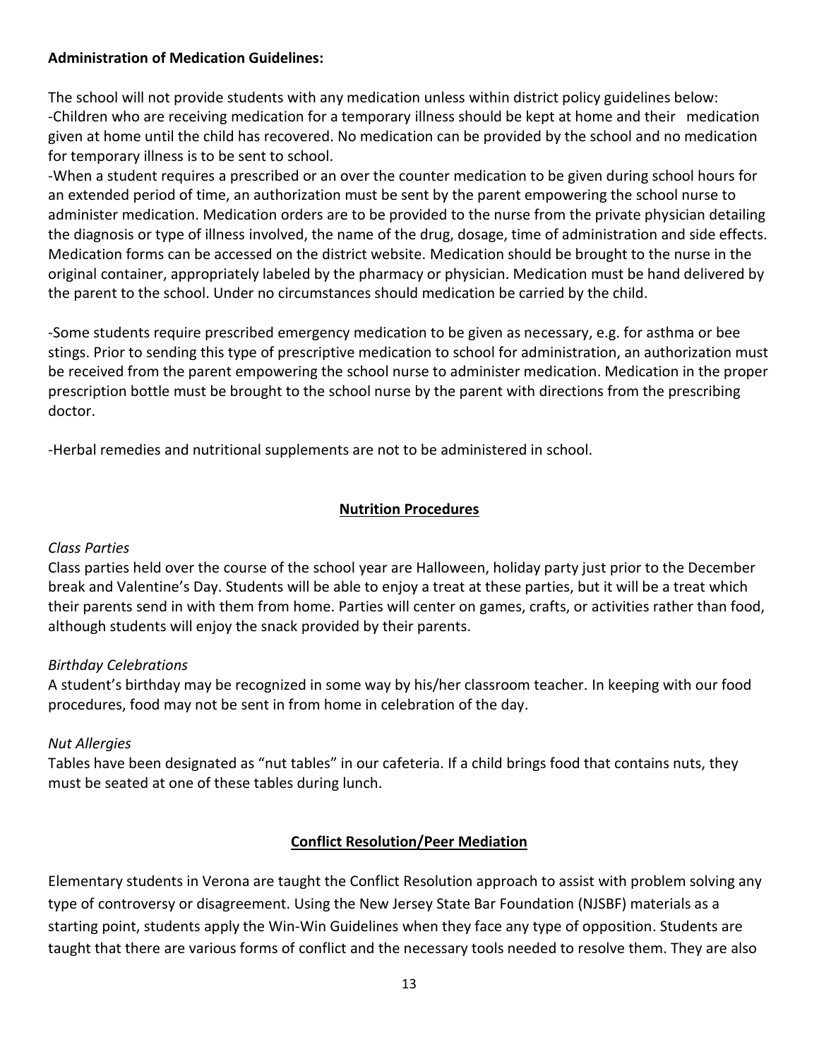**Administration of Medication Guidelines:**

The school will not provide students with any medication unless within district policy guidelines below:
-Children who are receiving medication for a temporary illness should be kept at home and their medication given at home until the child has recovered. No medication can be provided by the school and no medication for temporary illness is to be sent to school.
-When a student requires a prescribed or an over the counter medication to be given during school hours for an extended period of time, an authorization must be sent by the parent empowering the school nurse to administer medication. Medication orders are to be provided to the nurse from the private physician detailing the diagnosis or type of illness involved, the name of the drug, dosage, time of administration and side effects. Medication forms can be accessed on the district website. Medication should be brought to the nurse in the original container, appropriately labeled by the pharmacy or physician. Medication must be hand delivered by the parent to the school. Under no circumstances should medication be carried by the child.

-Some students require prescribed emergency medication to be given as necessary, e.g. for asthma or bee stings. Prior to sending this type of prescriptive medication to school for administration, an authorization must be received from the parent empowering the school nurse to administer medication. Medication in the proper prescription bottle must be brought to the school nurse by the parent with directions from the prescribing doctor.

-Herbal remedies and nutritional supplements are not to be administered in school.

## Nutrition Procedures

*Class Parties*

Class parties held over the course of the school year are Halloween, holiday party just prior to the December break and Valentine's Day. Students will be able to enjoy a treat at these parties, but it will be a treat which their parents send in with them from home. Parties will center on games, crafts, or activities rather than food, although students will enjoy the snack provided by their parents.

*Birthday Celebrations*

A student's birthday may be recognized in some way by his/her classroom teacher. In keeping with our food procedures, food may not be sent in from home in celebration of the day.

*Nut Allergies*

Tables have been designated as "nut tables" in our cafeteria. If a child brings food that contains nuts, they must be seated at one of these tables during lunch.

## Conflict Resolution/Peer Mediation

Elementary students in Verona are taught the Conflict Resolution approach to assist with problem solving any type of controversy or disagreement. Using the New Jersey State Bar Foundation (NJSBF) materials as a starting point, students apply the Win-Win Guidelines when they face any type of opposition. Students are taught that there are various forms of conflict and the necessary tools needed to resolve them. They are also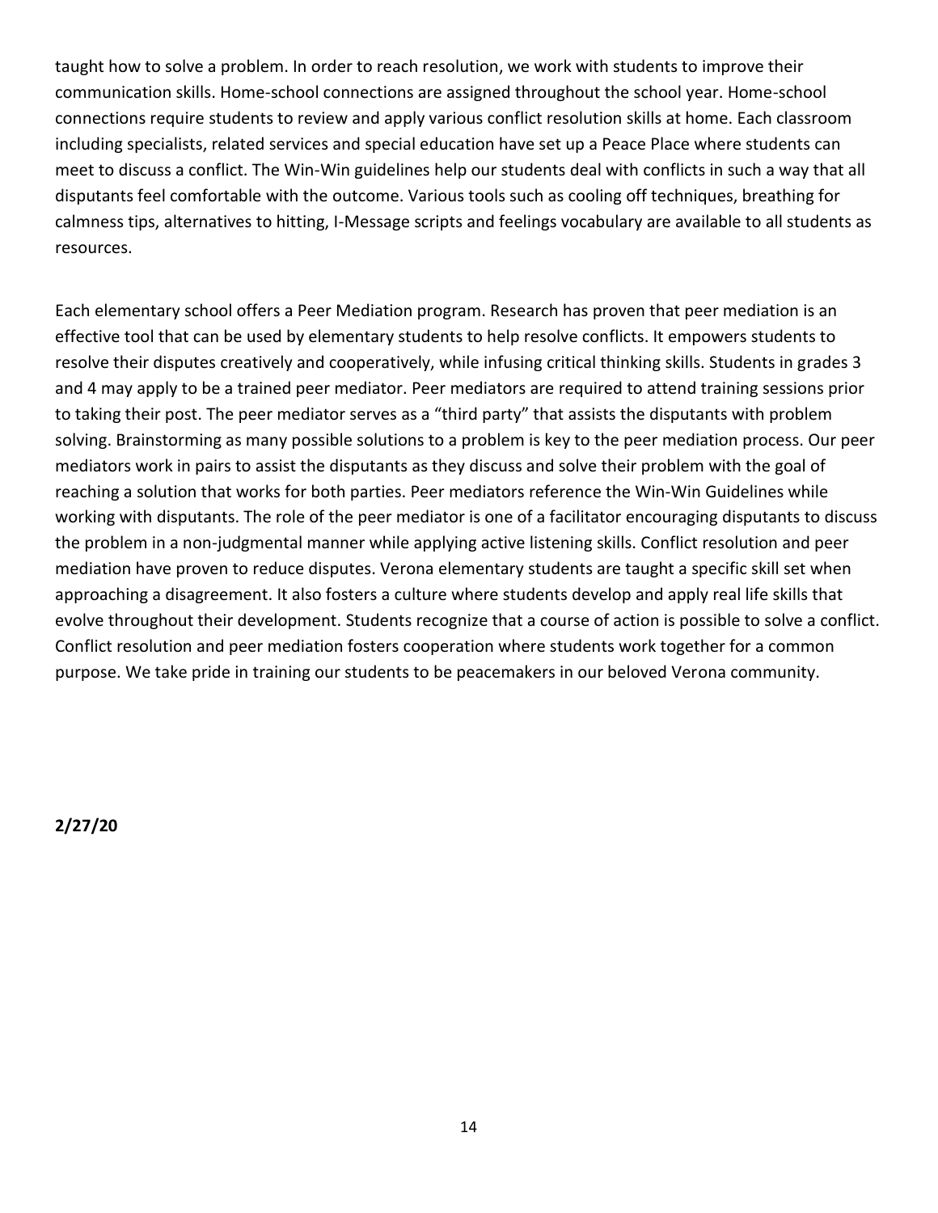taught how to solve a problem. In order to reach resolution, we work with students to improve their communication skills. Home-school connections are assigned throughout the school year. Home-school connections require students to review and apply various conflict resolution skills at home. Each classroom including specialists, related services and special education have set up a Peace Place where students can meet to discuss a conflict. The Win-Win guidelines help our students deal with conflicts in such a way that all disputants feel comfortable with the outcome. Various tools such as cooling off techniques, breathing for calmness tips, alternatives to hitting, I-Message scripts and feelings vocabulary are available to all students as resources.

Each elementary school offers a Peer Mediation program. Research has proven that peer mediation is an effective tool that can be used by elementary students to help resolve conflicts. It empowers students to resolve their disputes creatively and cooperatively, while infusing critical thinking skills. Students in grades 3 and 4 may apply to be a trained peer mediator. Peer mediators are required to attend training sessions prior to taking their post. The peer mediator serves as a "third party" that assists the disputants with problem solving. Brainstorming as many possible solutions to a problem is key to the peer mediation process. Our peer mediators work in pairs to assist the disputants as they discuss and solve their problem with the goal of reaching a solution that works for both parties. Peer mediators reference the Win-Win Guidelines while working with disputants. The role of the peer mediator is one of a facilitator encouraging disputants to discuss the problem in a non-judgmental manner while applying active listening skills. Conflict resolution and peer mediation have proven to reduce disputes. Verona elementary students are taught a specific skill set when approaching a disagreement. It also fosters a culture where students develop and apply real life skills that evolve throughout their development. Students recognize that a course of action is possible to solve a conflict. Conflict resolution and peer mediation fosters cooperation where students work together for a common purpose. We take pride in training our students to be peacemakers in our beloved Verona community.

**2/27/20**